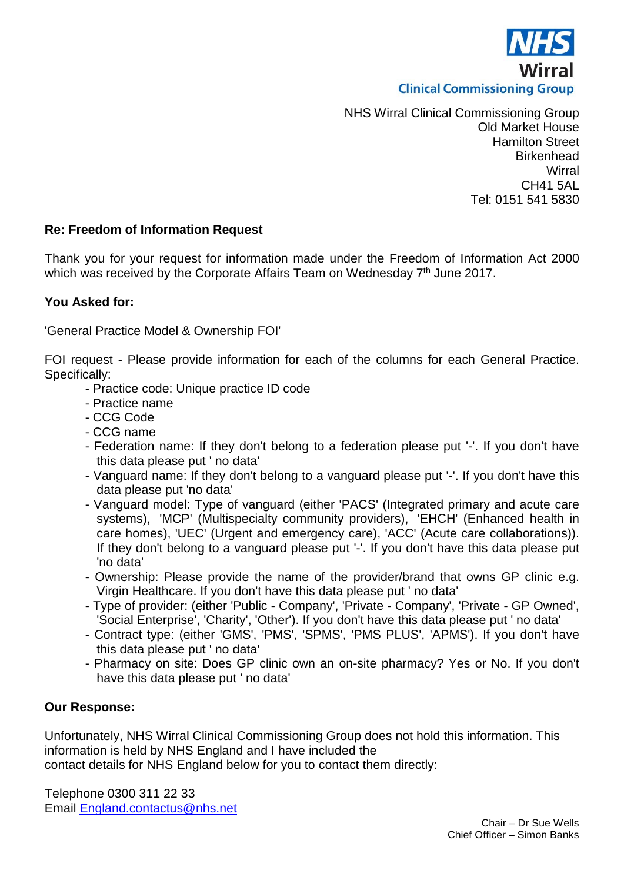NHS
Wirral
Clinical Commissioning Group

NHS Wirral Clinical Commissioning Group
Old Market House
Hamilton Street
Birkenhead
Wirral
CH41 5AL
Tel: 0151 541 5830

**Re: Freedom of Information Request**

Thank you for your request for information made under the Freedom of Information Act 2000 which was received by the Corporate Affairs Team on Wednesday 7th June 2017.

**You Asked for:**

'General Practice Model & Ownership FOI'

FOI request - Please provide information for each of the columns for each General Practice. Specifically:

- Practice code: Unique practice ID code
- Practice name
- CCG Code
- CCG name
- Federation name: If they don't belong to a federation please put '-'. If you don't have this data please put ' no data'
- Vanguard name: If they don't belong to a vanguard please put '-'. If you don't have this data please put 'no data'
- Vanguard model: Type of vanguard (either 'PACS' (Integrated primary and acute care systems), 'MCP' (Multispecialty community providers), 'EHCH' (Enhanced health in care homes), 'UEC' (Urgent and emergency care), 'ACC' (Acute care collaborations)). If they don't belong to a vanguard please put '-'. If you don't have this data please put 'no data'
- Ownership: Please provide the name of the provider/brand that owns GP clinic e.g. Virgin Healthcare. If you don't have this data please put ' no data'
- Type of provider: (either 'Public - Company', 'Private - Company', 'Private - GP Owned', 'Social Enterprise', 'Charity', 'Other'). If you don't have this data please put ' no data'
- Contract type: (either 'GMS', 'PMS', 'SPMS', 'PMS PLUS', 'APMS'). If you don't have this data please put ' no data'
- Pharmacy on site: Does GP clinic own an on-site pharmacy? Yes or No. If you don't have this data please put ' no data'

**Our Response:**

Unfortunately, NHS Wirral Clinical Commissioning Group does not hold this information. This information is held by NHS England and I have included the contact details for NHS England below for you to contact them directly:

Telephone 0300 311 22 33
Email England.contactus@nhs.net

Chair – Dr Sue Wells
Chief Officer – Simon Banks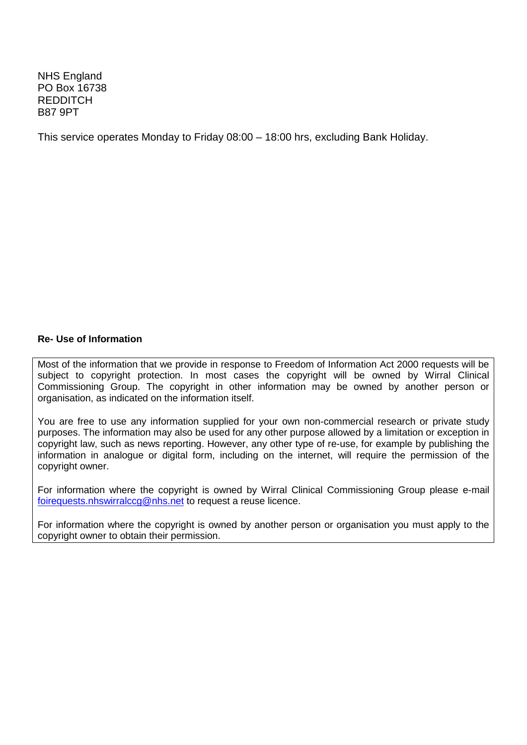NHS England  
PO Box 16738  
REDDITCH  
B87 9PT

This service operates Monday to Friday 08:00 – 18:00 hrs, excluding Bank Holiday.

**Re- Use of Information**

Most of the information that we provide in response to Freedom of Information Act 2000 requests will be subject to copyright protection. In most cases the copyright will be owned by Wirral Clinical Commissioning Group. The copyright in other information may be owned by another person or organisation, as indicated on the information itself.

You are free to use any information supplied for your own non-commercial research or private study purposes. The information may also be used for any other purpose allowed by a limitation or exception in copyright law, such as news reporting. However, any other type of re-use, for example by publishing the information in analogue or digital form, including on the internet, will require the permission of the copyright owner.

For information where the copyright is owned by Wirral Clinical Commissioning Group please e-mail foirequests.nhswirralccg@nhs.net to request a reuse licence.

For information where the copyright is owned by another person or organisation you must apply to the copyright owner to obtain their permission.